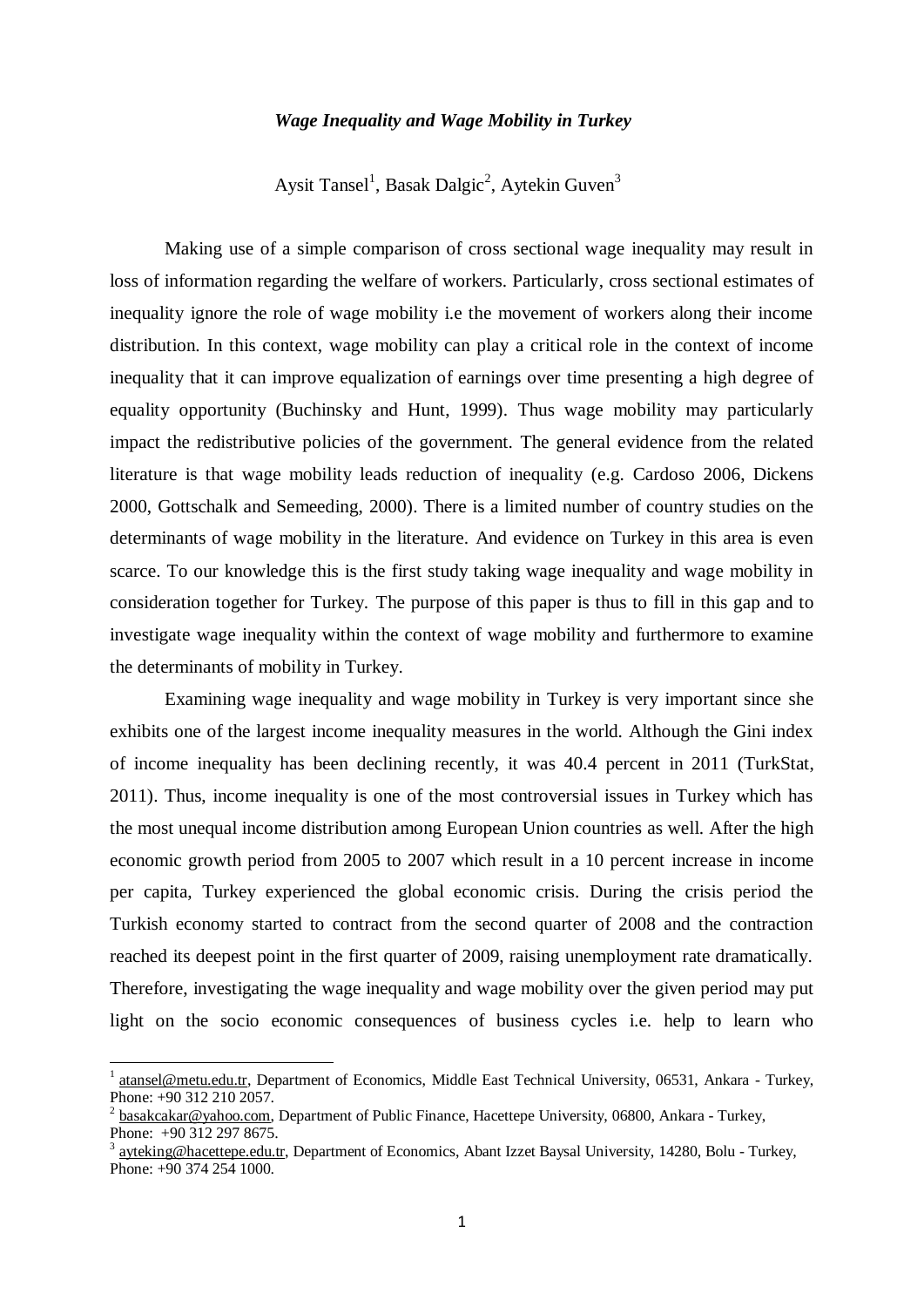*Wage Inequality and Wage Mobility in Turkey*

Aysit Tansel[1], Basak Dalgic[2], Aytekin Guven[3]

Making use of a simple comparison of cross sectional wage inequality may result in loss of information regarding the welfare of workers. Particularly, cross sectional estimates of inequality ignore the role of wage mobility i.e the movement of workers along their income distribution. In this context, wage mobility can play a critical role in the context of income inequality that it can improve equalization of earnings over time presenting a high degree of equality opportunity (Buchinsky and Hunt, 1999). Thus wage mobility may particularly impact the redistributive policies of the government. The general evidence from the related literature is that wage mobility leads reduction of inequality (e.g. Cardoso 2006, Dickens 2000, Gottschalk and Semeeding, 2000). There is a limited number of country studies on the determinants of wage mobility in the literature. And evidence on Turkey in this area is even scarce. To our knowledge this is the first study taking wage inequality and wage mobility in consideration together for Turkey. The purpose of this paper is thus to fill in this gap and to investigate wage inequality within the context of wage mobility and furthermore to examine the determinants of mobility in Turkey.

Examining wage inequality and wage mobility in Turkey is very important since she exhibits one of the largest income inequality measures in the world. Although the Gini index of income inequality has been declining recently, it was 40.4 percent in 2011 (TurkStat, 2011). Thus, income inequality is one of the most controversial issues in Turkey which has the most unequal income distribution among European Union countries as well. After the high economic growth period from 2005 to 2007 which result in a 10 percent increase in income per capita, Turkey experienced the global economic crisis. During the crisis period the Turkish economy started to contract from the second quarter of 2008 and the contraction reached its deepest point in the first quarter of 2009, raising unemployment rate dramatically. Therefore, investigating the wage inequality and wage mobility over the given period may put light on the socio economic consequences of business cycles i.e. help to learn who

---

[1] atansel@metu.edu.tr, Department of Economics, Middle East Technical University, 06531, Ankara - Turkey, Phone: +90 312 210 2057.

[2] basakcakar@yahoo.com, Department of Public Finance, Hacettepe University, 06800, Ankara - Turkey, Phone: +90 312 297 8675.

[3] ayteking@hacettepe.edu.tr, Department of Economics, Abant Izzet Baysal University, 14280, Bolu - Turkey, Phone: +90 374 254 1000.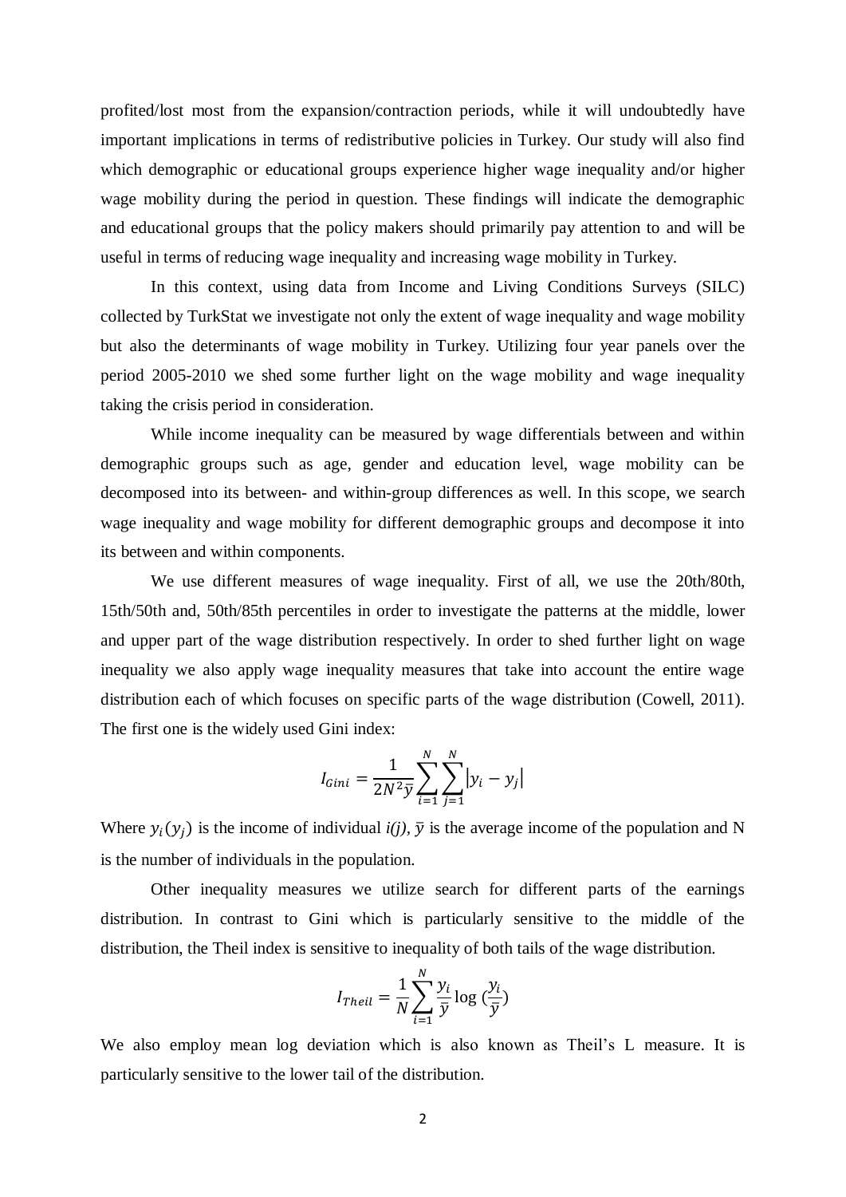profited/lost most from the expansion/contraction periods, while it will undoubtedly have important implications in terms of redistributive policies in Turkey. Our study will also find which demographic or educational groups experience higher wage inequality and/or higher wage mobility during the period in question. These findings will indicate the demographic and educational groups that the policy makers should primarily pay attention to and will be useful in terms of reducing wage inequality and increasing wage mobility in Turkey.

In this context, using data from Income and Living Conditions Surveys (SILC) collected by TurkStat we investigate not only the extent of wage inequality and wage mobility but also the determinants of wage mobility in Turkey. Utilizing four year panels over the period 2005-2010 we shed some further light on the wage mobility and wage inequality taking the crisis period in consideration.

While income inequality can be measured by wage differentials between and within demographic groups such as age, gender and education level, wage mobility can be decomposed into its between- and within-group differences as well. In this scope, we search wage inequality and wage mobility for different demographic groups and decompose it into its between and within components.

We use different measures of wage inequality. First of all, we use the 20th/80th, 15th/50th and, 50th/85th percentiles in order to investigate the patterns at the middle, lower and upper part of the wage distribution respectively. In order to shed further light on wage inequality we also apply wage inequality measures that take into account the entire wage distribution each of which focuses on specific parts of the wage distribution (Cowell, 2011). The first one is the widely used Gini index:

$$I_{Gini} = \frac{1}{2N^2\bar{y}}\sum_{i=1}^{N}\sum_{j=1}^{N}|y_i - y_j|$$

Where $y_i(y_j)$ is the income of individual *i(j)*, $\bar{y}$ is the average income of the population and N is the number of individuals in the population.

Other inequality measures we utilize search for different parts of the earnings distribution. In contrast to Gini which is particularly sensitive to the middle of the distribution, the Theil index is sensitive to inequality of both tails of the wage distribution.

$$I_{Theil} = \frac{1}{N}\sum_{i=1}^{N}\frac{y_i}{\bar{y}}\log\left(\frac{y_i}{\bar{y}}\right)$$

We also employ mean log deviation which is also known as Theil's L measure. It is particularly sensitive to the lower tail of the distribution.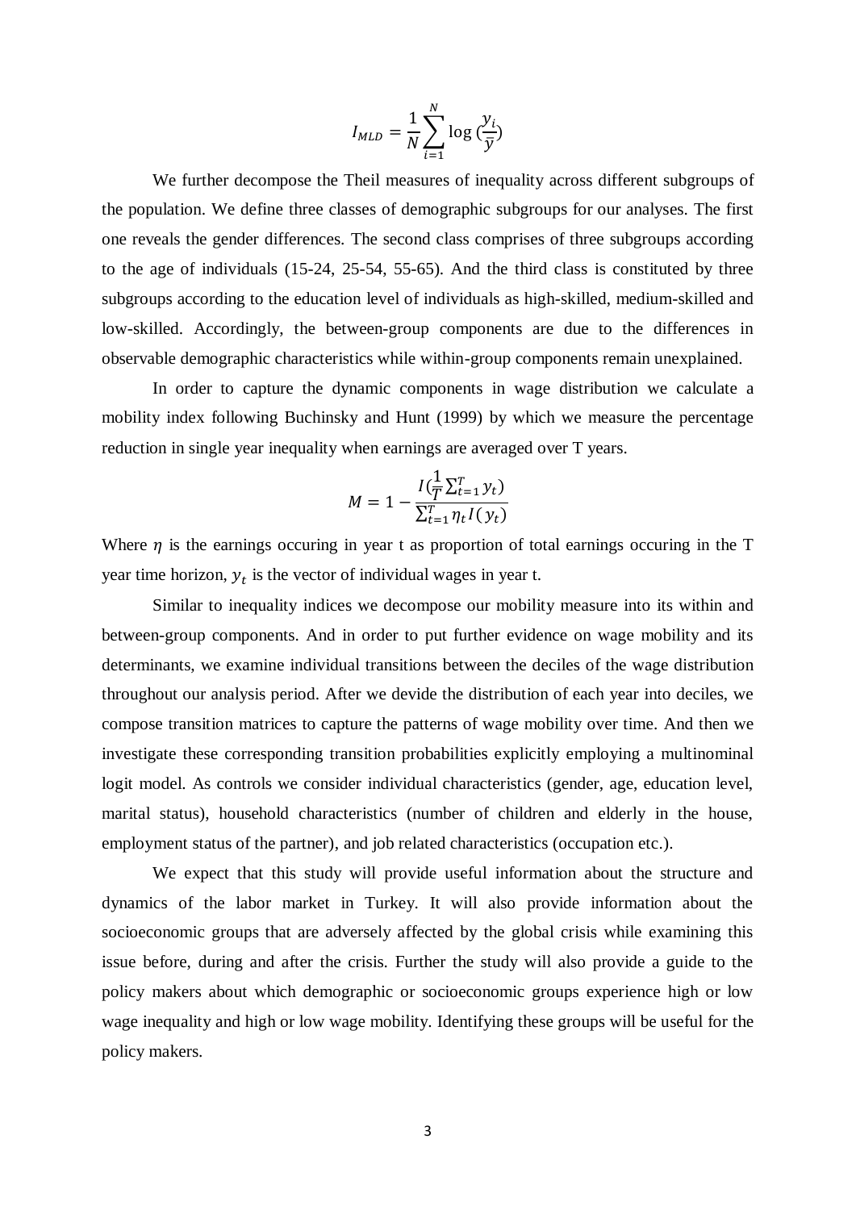$$I_{MLD} = \frac{1}{N}\sum_{i=1}^{N} \log\left(\frac{y_i}{\bar{y}}\right)$$

We further decompose the Theil measures of inequality across different subgroups of the population. We define three classes of demographic subgroups for our analyses. The first one reveals the gender differences. The second class comprises of three subgroups according to the age of individuals (15-24, 25-54, 55-65). And the third class is constituted by three subgroups according to the education level of individuals as high-skilled, medium-skilled and low-skilled. Accordingly, the between-group components are due to the differences in observable demographic characteristics while within-group components remain unexplained.

In order to capture the dynamic components in wage distribution we calculate a mobility index following Buchinsky and Hunt (1999) by which we measure the percentage reduction in single year inequality when earnings are averaged over T years.

$$M = 1 - \frac{I(\frac{1}{T}\sum_{t=1}^{T} y_t)}{\sum_{t=1}^{T} \eta_t I(y_t)}$$

Where $\eta$ is the earnings occuring in year t as proportion of total earnings occuring in the T year time horizon, $y_t$ is the vector of individual wages in year t.

Similar to inequality indices we decompose our mobility measure into its within and between-group components. And in order to put further evidence on wage mobility and its determinants, we examine individual transitions between the deciles of the wage distribution throughout our analysis period. After we devide the distribution of each year into deciles, we compose transition matrices to capture the patterns of wage mobility over time. And then we investigate these corresponding transition probabilities explicitly employing a multinominal logit model. As controls we consider individual characteristics (gender, age, education level, marital status), household characteristics (number of children and elderly in the house, employment status of the partner), and job related characteristics (occupation etc.).

We expect that this study will provide useful information about the structure and dynamics of the labor market in Turkey. It will also provide information about the socioeconomic groups that are adversely affected by the global crisis while examining this issue before, during and after the crisis. Further the study will also provide a guide to the policy makers about which demographic or socioeconomic groups experience high or low wage inequality and high or low wage mobility. Identifying these groups will be useful for the policy makers.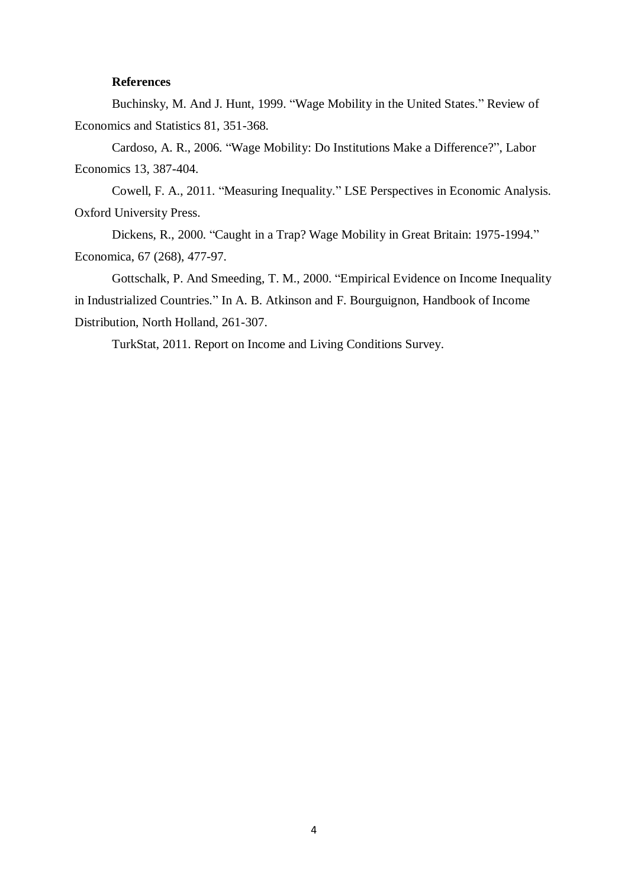**References**

Buchinsky, M. And J. Hunt, 1999. “Wage Mobility in the United States.” Review of Economics and Statistics 81, 351-368.

Cardoso, A. R., 2006. “Wage Mobility: Do Institutions Make a Difference?”, Labor Economics 13, 387-404.

Cowell, F. A., 2011. “Measuring Inequality.” LSE Perspectives in Economic Analysis. Oxford University Press.

Dickens, R., 2000. “Caught in a Trap? Wage Mobility in Great Britain: 1975-1994.” Economica, 67 (268), 477-97.

Gottschalk, P. And Smeeding, T. M., 2000. “Empirical Evidence on Income Inequality in Industrialized Countries.” In A. B. Atkinson and F. Bourguignon, Handbook of Income Distribution, North Holland, 261-307.

TurkStat, 2011. Report on Income and Living Conditions Survey.